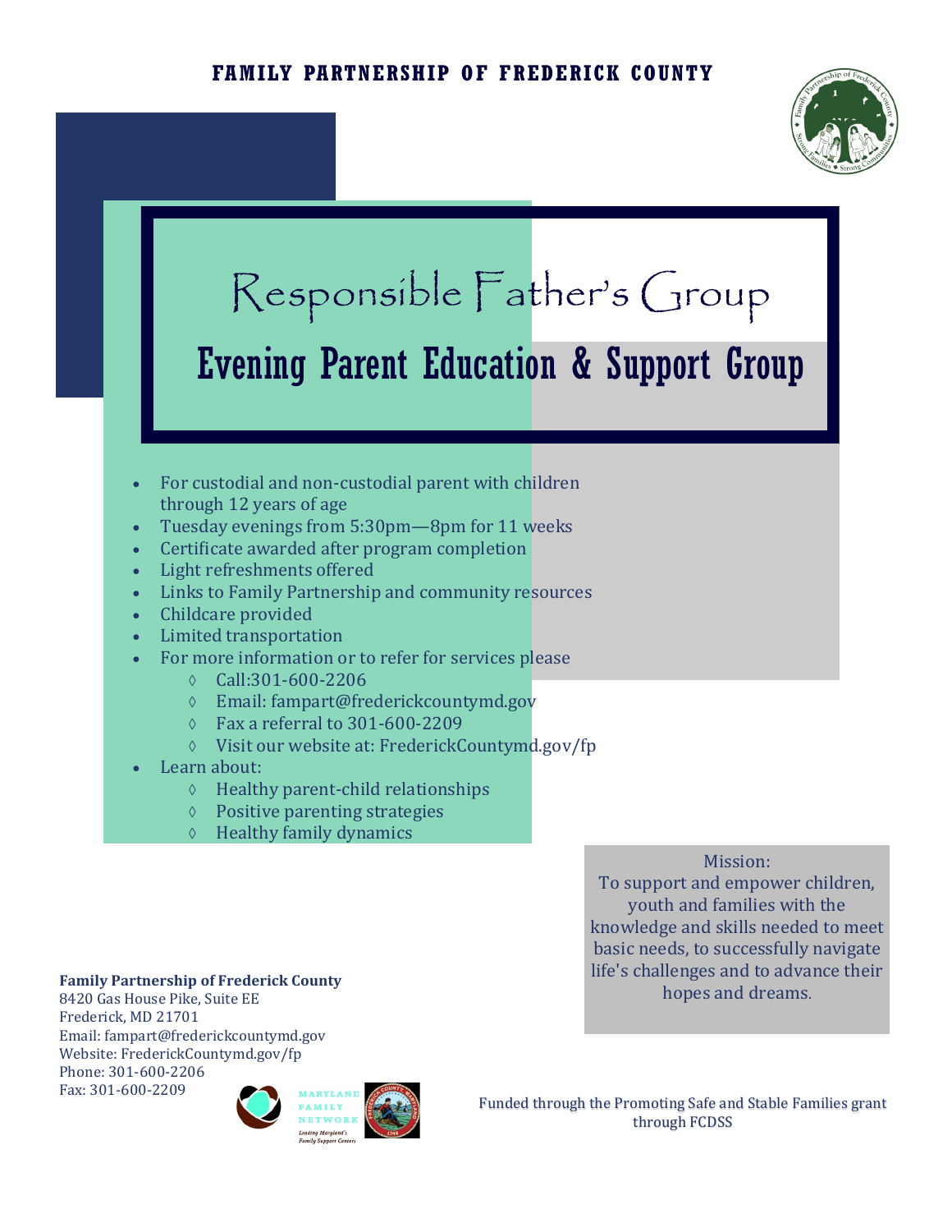**FAMILY PARTNERSHIP OF FREDERICK COUNTY**

# Responsible Father's Group

## Evening Parent Education & Support Group

- For custodial and non-custodial parent with children through 12 years of age
- Tuesday evenings from 5:30pm—8pm for 11 weeks
- Certificate awarded after program completion
- Light refreshments offered
- Links to Family Partnership and community resources
- Childcare provided
- Limited transportation
- For more information or to refer for services please
  - Call:301-600-2206
  - Email: fampart@frederickcountymd.gov
  - Fax a referral to 301-600-2209
  - Visit our website at: FrederickCountymd.gov/fp
- Learn about:
  - Healthy parent-child relationships
  - Positive parenting strategies
  - Healthy family dynamics

Mission:
To support and empower children, youth and families with the knowledge and skills needed to meet basic needs, to successfully navigate life's challenges and to advance their hopes and dreams.

**Family Partnership of Frederick County**
8420 Gas House Pike, Suite EE
Frederick, MD 21701
Email: fampart@frederickcountymd.gov
Website: FrederickCountymd.gov/fp
Phone: 301-600-2206
Fax: 301-600-2209

Funded through the Promoting Safe and Stable Families grant through FCDSS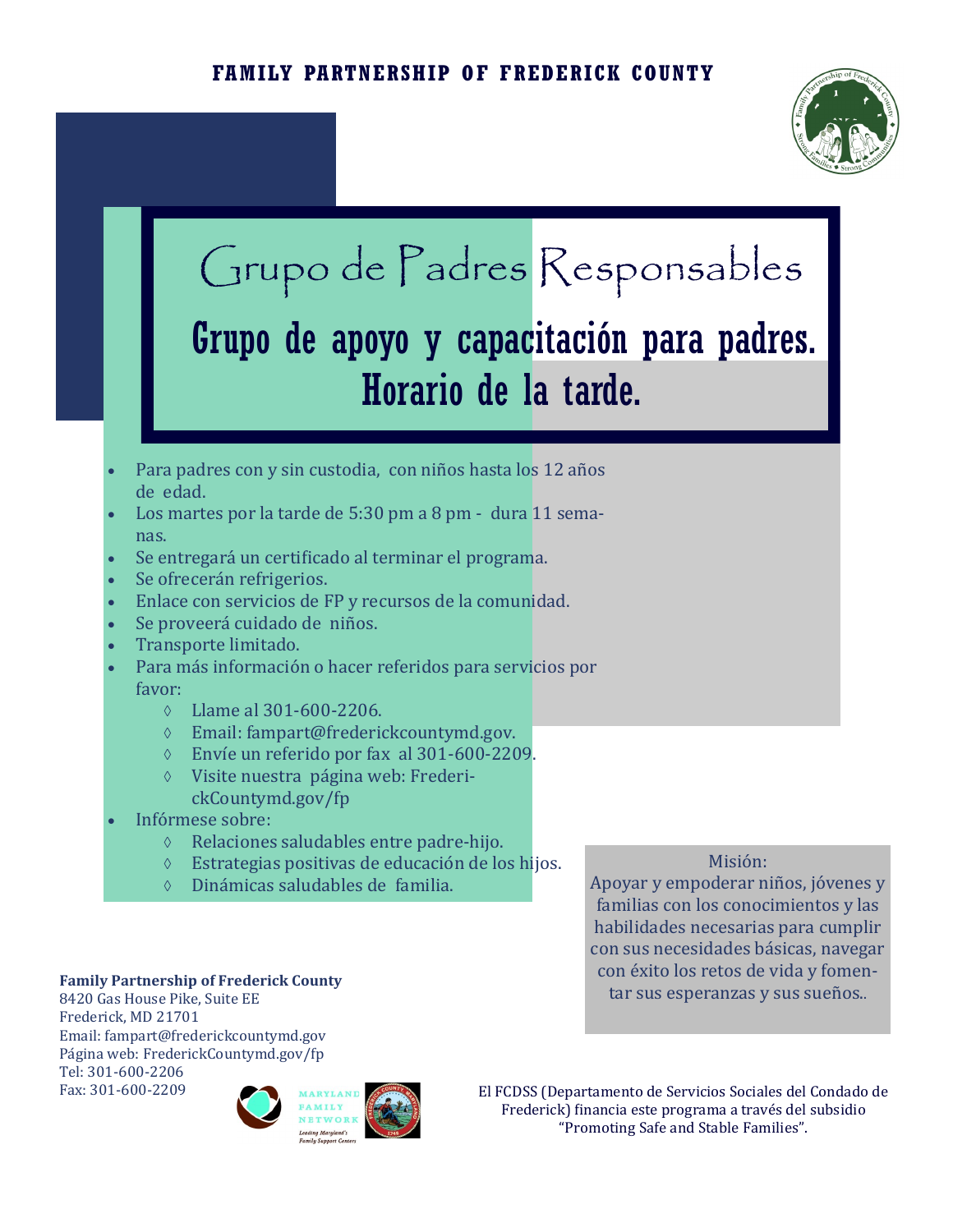**FAMILY PARTNERSHIP OF FREDERICK COUNTY**

# Grupo de Padres Responsables

## Grupo de apoyo y capacitación para padres. Horario de la tarde.

- Para padres con y sin custodia, con niños hasta los 12 años de edad.
- Los martes por la tarde de 5:30 pm a 8 pm - dura 11 semanas.
- Se entregará un certificado al terminar el programa.
- Se ofrecerán refrigerios.
- Enlace con servicios de FP y recursos de la comunidad.
- Se proveerá cuidado de niños.
- Transporte limitado.
- Para más información o hacer referidos para servicios por favor:
  - Llame al 301-600-2206.
  - Email: fampart@frederickcountymd.gov.
  - Envíe un referido por fax al 301-600-2209.
  - Visite nuestra página web: FrederickCountymd.gov/fp
- Infórmese sobre:
  - Relaciones saludables entre padre-hijo.
  - Estrategias positivas de educación de los hijos.
  - Dinámicas saludables de familia.

Misión:
Apoyar y empoderar niños, jóvenes y familias con los conocimientos y las habilidades necesarias para cumplir con sus necesidades básicas, navegar con éxito los retos de vida y fomentar sus esperanzas y sus sueños..

**Family Partnership of Frederick County**
8420 Gas House Pike, Suite EE
Frederick, MD 21701
Email: fampart@frederickcountymd.gov
Página web: FrederickCountymd.gov/fp
Tel: 301-600-2206
Fax: 301-600-2209

El FCDSS (Departamento de Servicios Sociales del Condado de Frederick) financia este programa a través del subsidio "Promoting Safe and Stable Families".